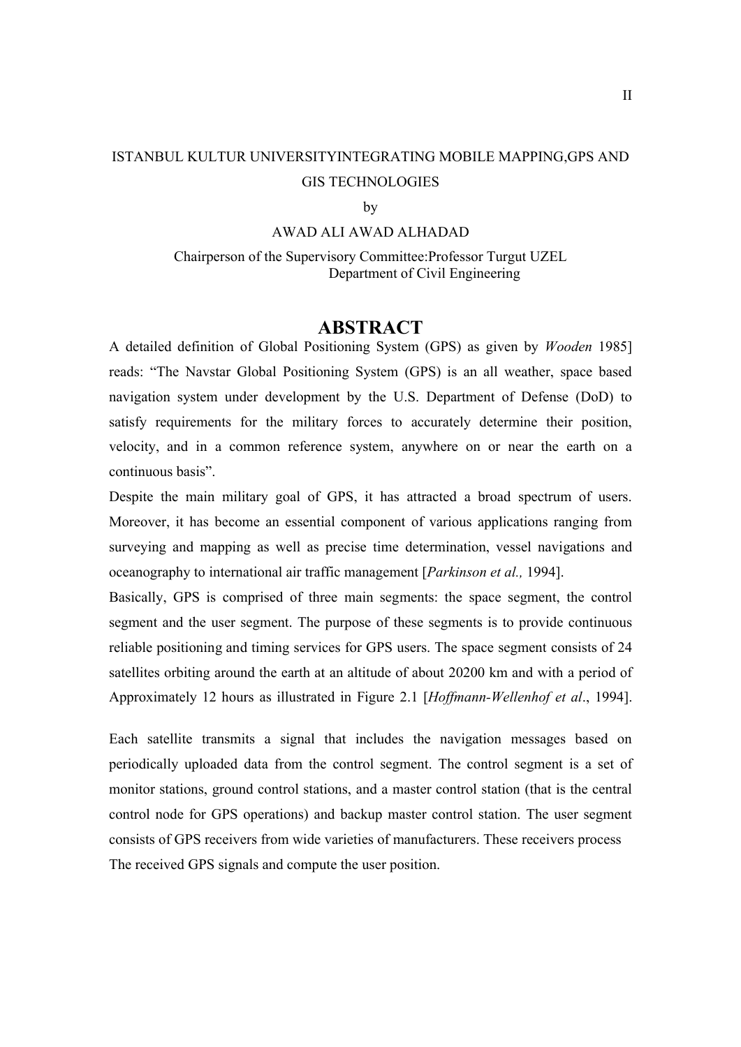ISTANBUL KULTUR UNIVERSITYINTEGRATING MOBILE MAPPING,GPS AND GIS TECHNOLOGIES

by

AWAD ALI AWAD ALHADAD

Chairperson of the Supervisory Committee:Professor Turgut UZEL
Department of Civil Engineering

# ABSTRACT

A detailed definition of Global Positioning System (GPS) as given by *Wooden* 1985] reads: "The Navstar Global Positioning System (GPS) is an all weather, space based navigation system under development by the U.S. Department of Defense (DoD) to satisfy requirements for the military forces to accurately determine their position, velocity, and in a common reference system, anywhere on or near the earth on a continuous basis".

Despite the main military goal of GPS, it has attracted a broad spectrum of users. Moreover, it has become an essential component of various applications ranging from surveying and mapping as well as precise time determination, vessel navigations and oceanography to international air traffic management [*Parkinson et al.,* 1994].

Basically, GPS is comprised of three main segments: the space segment, the control segment and the user segment. The purpose of these segments is to provide continuous reliable positioning and timing services for GPS users. The space segment consists of 24 satellites orbiting around the earth at an altitude of about 20200 km and with a period of Approximately 12 hours as illustrated in Figure 2.1 [*Hoffmann-Wellenhof et al*., 1994].

Each satellite transmits a signal that includes the navigation messages based on periodically uploaded data from the control segment. The control segment is a set of monitor stations, ground control stations, and a master control station (that is the central control node for GPS operations) and backup master control station. The user segment consists of GPS receivers from wide varieties of manufacturers. These receivers process The received GPS signals and compute the user position.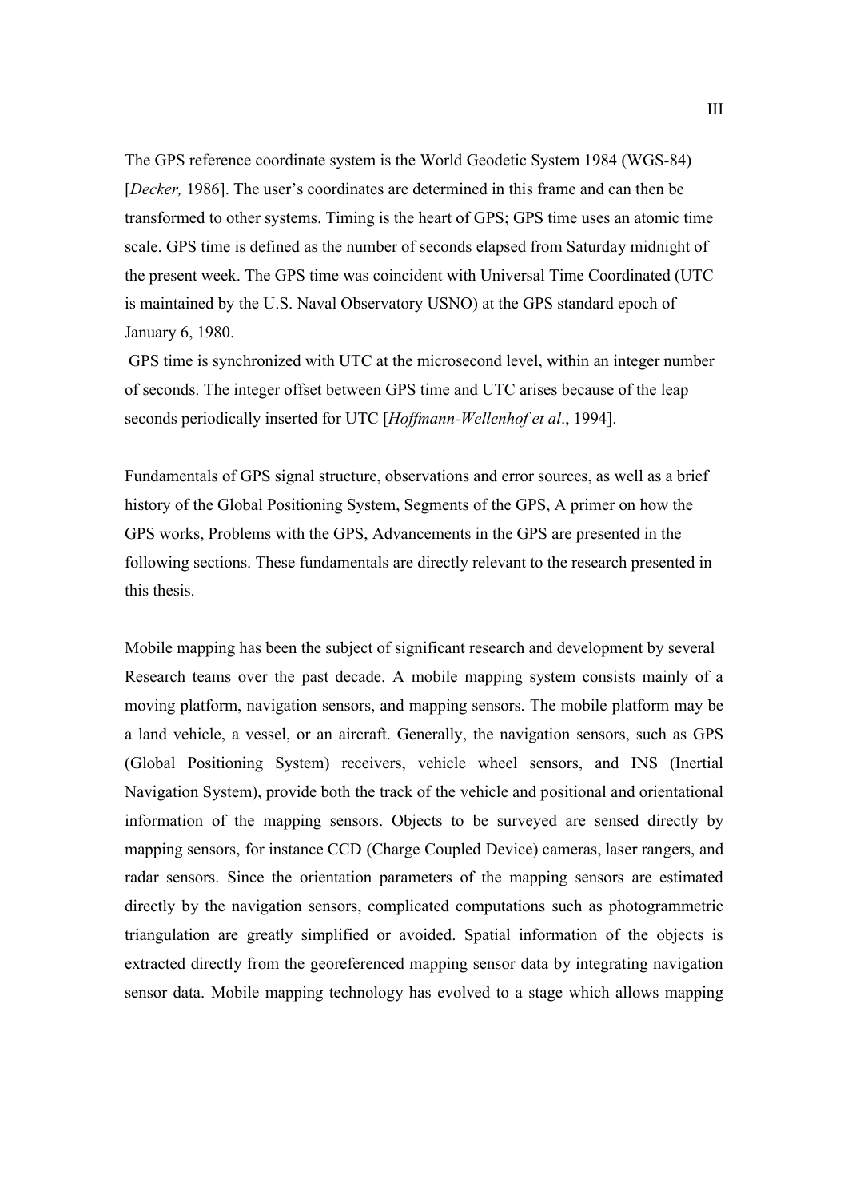The GPS reference coordinate system is the World Geodetic System 1984 (WGS-84) [*Decker,* 1986]. The user's coordinates are determined in this frame and can then be transformed to other systems. Timing is the heart of GPS; GPS time uses an atomic time scale. GPS time is defined as the number of seconds elapsed from Saturday midnight of the present week. The GPS time was coincident with Universal Time Coordinated (UTC is maintained by the U.S. Naval Observatory USNO) at the GPS standard epoch of January 6, 1980.

GPS time is synchronized with UTC at the microsecond level, within an integer number of seconds. The integer offset between GPS time and UTC arises because of the leap seconds periodically inserted for UTC [*Hoffmann-Wellenhof et al*., 1994].

Fundamentals of GPS signal structure, observations and error sources, as well as a brief history of the Global Positioning System, Segments of the GPS, A primer on how the GPS works, Problems with the GPS, Advancements in the GPS are presented in the following sections. These fundamentals are directly relevant to the research presented in this thesis.

Mobile mapping has been the subject of significant research and development by several Research teams over the past decade. A mobile mapping system consists mainly of a moving platform, navigation sensors, and mapping sensors. The mobile platform may be a land vehicle, a vessel, or an aircraft. Generally, the navigation sensors, such as GPS (Global Positioning System) receivers, vehicle wheel sensors, and INS (Inertial Navigation System), provide both the track of the vehicle and positional and orientational information of the mapping sensors. Objects to be surveyed are sensed directly by mapping sensors, for instance CCD (Charge Coupled Device) cameras, laser rangers, and radar sensors. Since the orientation parameters of the mapping sensors are estimated directly by the navigation sensors, complicated computations such as photogrammetric triangulation are greatly simplified or avoided. Spatial information of the objects is extracted directly from the georeferenced mapping sensor data by integrating navigation sensor data. Mobile mapping technology has evolved to a stage which allows mapping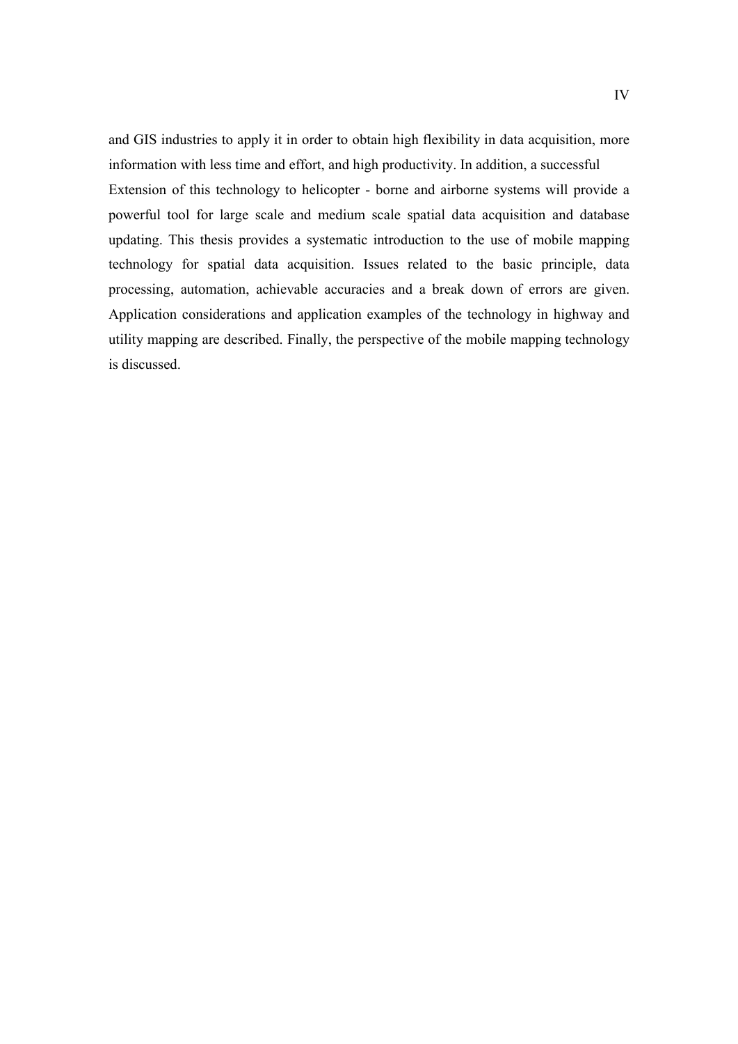and GIS industries to apply it in order to obtain high flexibility in data acquisition, more information with less time and effort, and high productivity. In addition, a successful Extension of this technology to helicopter - borne and airborne systems will provide a powerful tool for large scale and medium scale spatial data acquisition and database updating. This thesis provides a systematic introduction to the use of mobile mapping technology for spatial data acquisition. Issues related to the basic principle, data processing, automation, achievable accuracies and a break down of errors are given. Application considerations and application examples of the technology in highway and utility mapping are described. Finally, the perspective of the mobile mapping technology is discussed.